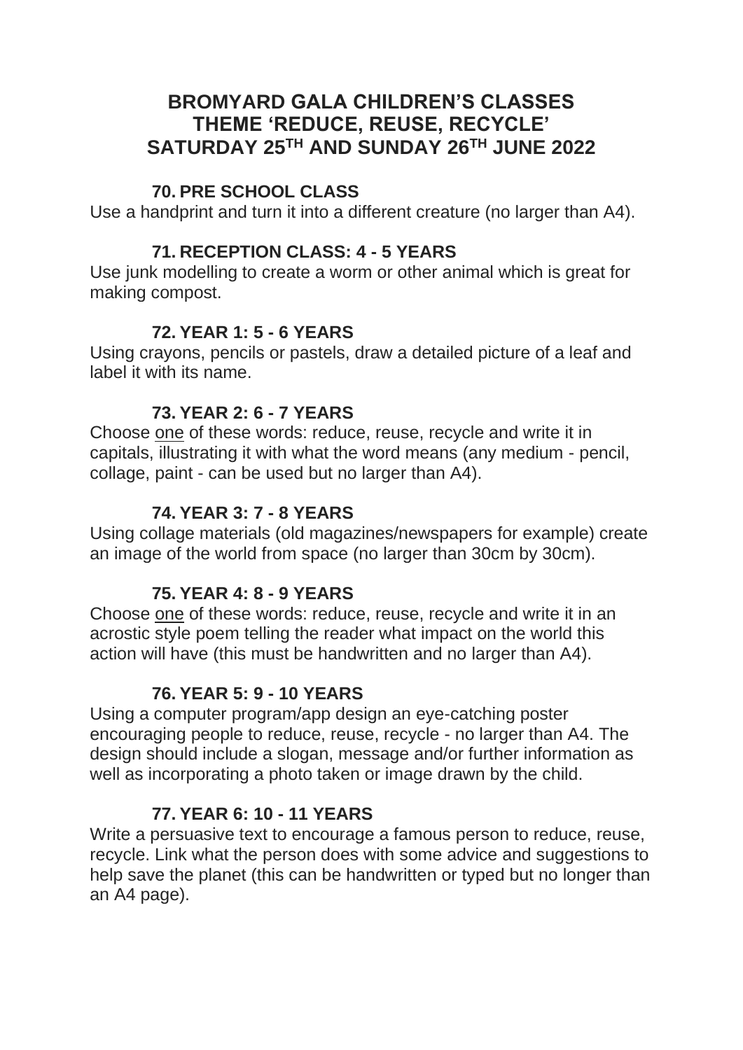# BROMYARD GALA CHILDREN'S CLASSES
# THEME 'REDUCE, REUSE, RECYCLE'
# SATURDAY 25TH AND SUNDAY 26TH JUNE 2022

### 70. PRE SCHOOL CLASS

Use a handprint and turn it into a different creature (no larger than A4).

### 71. RECEPTION CLASS: 4 - 5 YEARS

Use junk modelling to create a worm or other animal which is great for making compost.

### 72. YEAR 1: 5 - 6 YEARS

Using crayons, pencils or pastels, draw a detailed picture of a leaf and label it with its name.

### 73. YEAR 2: 6 - 7 YEARS

Choose <u>one</u> of these words: reduce, reuse, recycle and write it in capitals, illustrating it with what the word means (any medium - pencil, collage, paint - can be used but no larger than A4).

### 74. YEAR 3: 7 - 8 YEARS

Using collage materials (old magazines/newspapers for example) create an image of the world from space (no larger than 30cm by 30cm).

### 75. YEAR 4: 8 - 9 YEARS

Choose <u>one</u> of these words: reduce, reuse, recycle and write it in an acrostic style poem telling the reader what impact on the world this action will have (this must be handwritten and no larger than A4).

### 76. YEAR 5: 9 - 10 YEARS

Using a computer program/app design an eye-catching poster encouraging people to reduce, reuse, recycle - no larger than A4. The design should include a slogan, message and/or further information as well as incorporating a photo taken or image drawn by the child.

### 77. YEAR 6: 10 - 11 YEARS

Write a persuasive text to encourage a famous person to reduce, reuse, recycle. Link what the person does with some advice and suggestions to help save the planet (this can be handwritten or typed but no longer than an A4 page).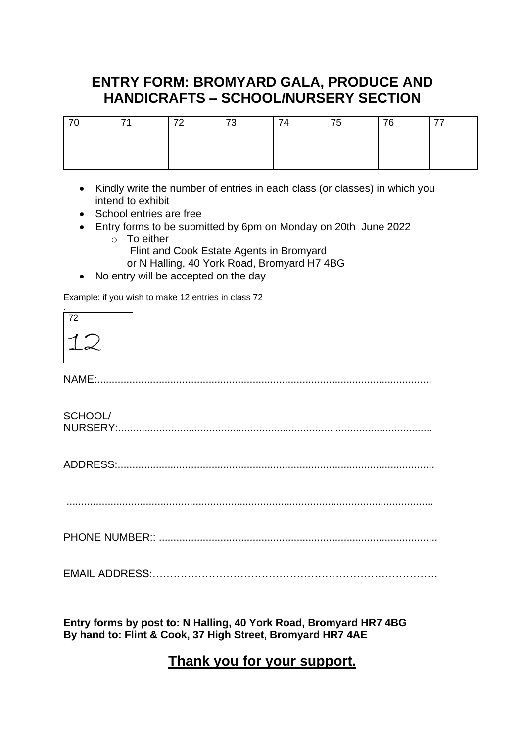# ENTRY FORM: BROMYARD GALA, PRODUCE AND HANDICRAFTS – SCHOOL/NURSERY SECTION

| 70 | 71 | 72 | 73 | 74 | 75 | 76 | 77 |
|---|---|---|---|---|---|---|---|
| | | | | | | | |

- Kindly write the number of entries in each class (or classes) in which you intend to exhibit
- School entries are free
- Entry forms to be submitted by 6pm on Monday on 20th June 2022
  - To either
    Flint and Cook Estate Agents in Bromyard
    or N Halling, 40 York Road, Bromyard H7 4BG
- No entry will be accepted on the day

Example: if you wish to make 12 entries in class 72

| 72 |
|---|
| 12 |

NAME:................................................................................................................

SCHOOL/
NURSERY:..........................................................................................................

ADDRESS:..........................................................................................................

...........................................................................................................................

PHONE NUMBER:: .............................................................................................

EMAIL ADDRESS:……………………………………………………………………

**Entry forms by post to: N Halling, 40 York Road, Bromyard HR7 4BG**
**By hand to: Flint & Cook, 37 High Street, Bromyard HR7 4AE**

## Thank you for your support.